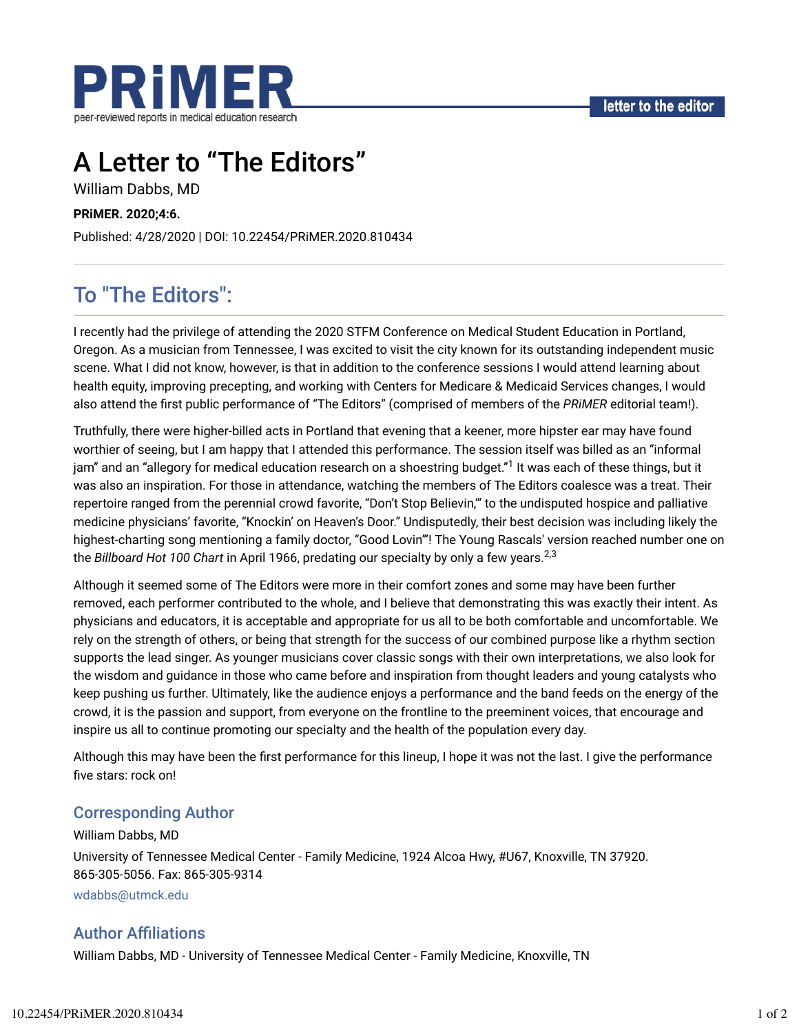# A Letter to "The Editors"

William Dabbs, MD

**PRiMER. 2020;4:6.**

Published: 4/28/2020 | DOI: 10.22454/PRiMER.2020.810434

## To "The Editors":

I recently had the privilege of attending the 2020 STFM Conference on Medical Student Education in Portland, Oregon. As a musician from Tennessee, I was excited to visit the city known for its outstanding independent music scene. What I did not know, however, is that in addition to the conference sessions I would attend learning about health equity, improving precepting, and working with Centers for Medicare & Medicaid Services changes, I would also attend the first public performance of "The Editors" (comprised of members of the *PRiMER* editorial team!).

Truthfully, there were higher-billed acts in Portland that evening that a keener, more hipster ear may have found worthier of seeing, but I am happy that I attended this performance. The session itself was billed as an "informal jam" and an "allegory for medical education research on a shoestring budget."[1] It was each of these things, but it was also an inspiration. For those in attendance, watching the members of The Editors coalesce was a treat. Their repertoire ranged from the perennial crowd favorite, "Don't Stop Believin,'" to the undisputed hospice and palliative medicine physicians' favorite, "Knockin' on Heaven's Door." Undisputedly, their best decision was including likely the highest-charting song mentioning a family doctor, "Good Lovin'"! The Young Rascals' version reached number one on the *Billboard Hot 100 Chart* in April 1966, predating our specialty by only a few years.[2,3]

Although it seemed some of The Editors were more in their comfort zones and some may have been further removed, each performer contributed to the whole, and I believe that demonstrating this was exactly their intent. As physicians and educators, it is acceptable and appropriate for us all to be both comfortable and uncomfortable. We rely on the strength of others, or being that strength for the success of our combined purpose like a rhythm section supports the lead singer. As younger musicians cover classic songs with their own interpretations, we also look for the wisdom and guidance in those who came before and inspiration from thought leaders and young catalysts who keep pushing us further. Ultimately, like the audience enjoys a performance and the band feeds on the energy of the crowd, it is the passion and support, from everyone on the frontline to the preeminent voices, that encourage and inspire us all to continue promoting our specialty and the health of the population every day.

Although this may have been the first performance for this lineup, I hope it was not the last. I give the performance five stars: rock on!

### Corresponding Author

William Dabbs, MD

University of Tennessee Medical Center - Family Medicine, 1924 Alcoa Hwy, #U67, Knoxville, TN 37920. 865-305-5056. Fax: 865-305-9314

wdabbs@utmck.edu

### Author Affiliations

William Dabbs, MD - University of Tennessee Medical Center - Family Medicine, Knoxville, TN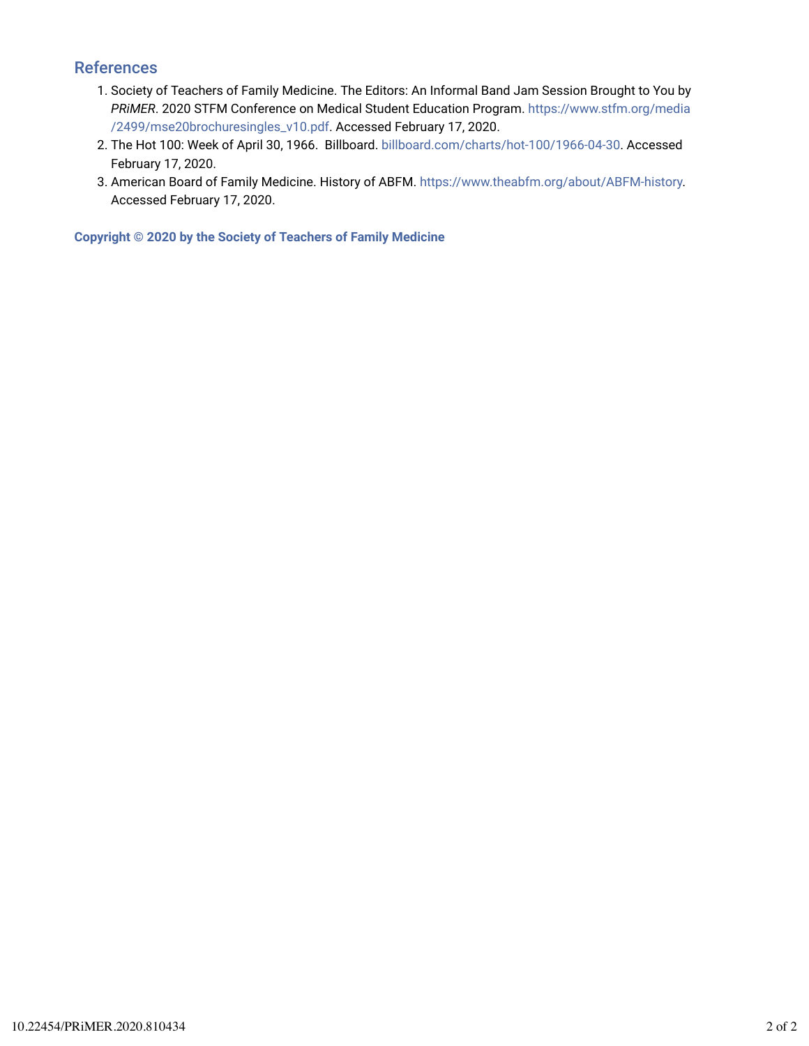## References

1. Society of Teachers of Family Medicine. The Editors: An Informal Band Jam Session Brought to You by *PRiMER*. 2020 STFM Conference on Medical Student Education Program. https://www.stfm.org/media/2499/mse20brochuresingles_v10.pdf. Accessed February 17, 2020.
2. The Hot 100: Week of April 30, 1966. Billboard. billboard.com/charts/hot-100/1966-04-30. Accessed February 17, 2020.
3. American Board of Family Medicine. History of ABFM. https://www.theabfm.org/about/ABFM-history. Accessed February 17, 2020.

**Copyright © 2020 by the Society of Teachers of Family Medicine**